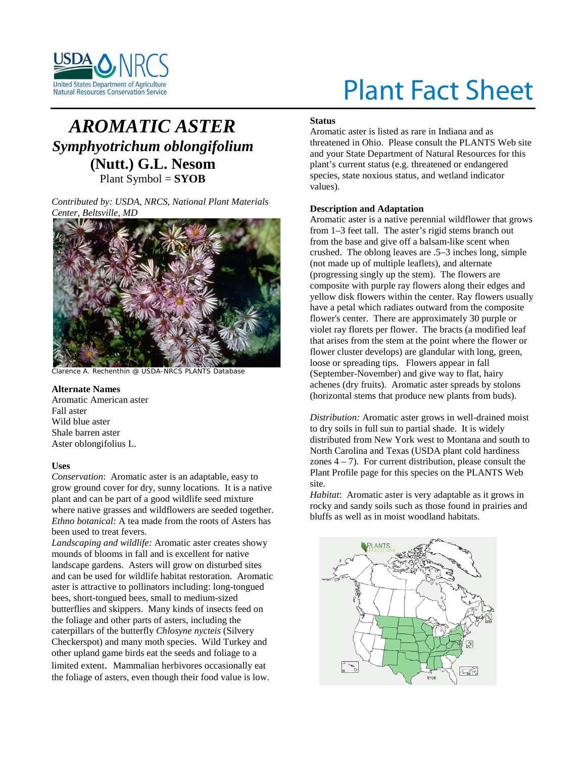Plant Fact Sheet

# AROMATIC ASTER

## *Symphyotrichum oblongifolium* (Nutt.) G.L. Nesom

Plant Symbol = **SYOB**

*Contributed by: USDA, NRCS, National Plant Materials Center, Beltsville, MD*

Clarence A. Rechenthin @ USDA-NRCS PLANTS Database

### Alternate Names

Aromatic American aster
Fall aster
Wild blue aster
Shale barren aster
Aster oblongifolius L.

### Uses

*Conservation*: Aromatic aster is an adaptable, easy to grow ground cover for dry, sunny locations. It is a native plant and can be part of a good wildlife seed mixture where native grasses and wildflowers are seeded together.

*Ethno botanical:* A tea made from the roots of Asters has been used to treat fevers.

*Landscaping and wildlife:* Aromatic aster creates showy mounds of blooms in fall and is excellent for native landscape gardens. Asters will grow on disturbed sites and can be used for wildlife habitat restoration. Aromatic aster is attractive to pollinators including: long-tongued bees, short-tongued bees, small to medium-sized butterflies and skippers. Many kinds of insects feed on the foliage and other parts of asters, including the caterpillars of the butterfly *Chlosyne nycteis* (Silvery Checkerspot) and many moth species. Wild Turkey and other upland game birds eat the seeds and foliage to a limited extent. Mammalian herbivores occasionally eat the foliage of asters, even though their food value is low.

### Status

Aromatic aster is listed as rare in Indiana and as threatened in Ohio. Please consult the PLANTS Web site and your State Department of Natural Resources for this plant's current status (e.g. threatened or endangered species, state noxious status, and wetland indicator values).

### Description and Adaptation

Aromatic aster is a native perennial wildflower that grows from 1–3 feet tall. The aster's rigid stems branch out from the base and give off a balsam-like scent when crushed. The oblong leaves are .5–3 inches long, simple (not made up of multiple leaflets), and alternate (progressing singly up the stem). The flowers are composite with purple ray flowers along their edges and yellow disk flowers within the center. Ray flowers usually have a petal which radiates outward from the composite flower's center. There are approximately 30 purple or violet ray florets per flower. The bracts (a modified leaf that arises from the stem at the point where the flower or flower cluster develops) are glandular with long, green, loose or spreading tips. Flowers appear in fall (September-November) and give way to flat, hairy achenes (dry fruits). Aromatic aster spreads by stolons (horizontal stems that produce new plants from buds).

*Distribution:* Aromatic aster grows in well-drained moist to dry soils in full sun to partial shade. It is widely distributed from New York west to Montana and south to North Carolina and Texas (USDA plant cold hardiness zones 4 – 7). For current distribution, please consult the Plant Profile page for this species on the PLANTS Web site.

*Habitat*: Aromatic aster is very adaptable as it grows in rocky and sandy soils such as those found in prairies and bluffs as well as in moist woodland habitats.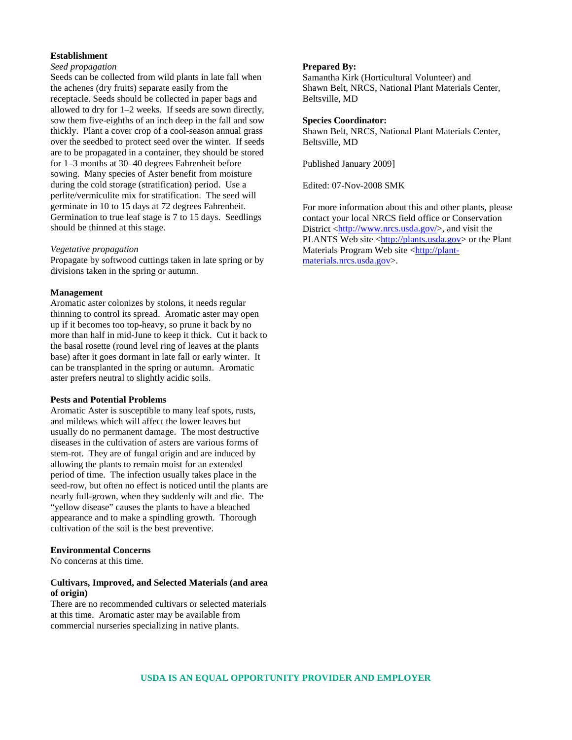## Establishment

*Seed propagation*

Seeds can be collected from wild plants in late fall when the achenes (dry fruits) separate easily from the receptacle. Seeds should be collected in paper bags and allowed to dry for 1–2 weeks. If seeds are sown directly, sow them five-eighths of an inch deep in the fall and sow thickly. Plant a cover crop of a cool-season annual grass over the seedbed to protect seed over the winter. If seeds are to be propagated in a container, they should be stored for 1–3 months at 30–40 degrees Fahrenheit before sowing. Many species of Aster benefit from moisture during the cold storage (stratification) period. Use a perlite/vermiculite mix for stratification. The seed will germinate in 10 to 15 days at 72 degrees Fahrenheit. Germination to true leaf stage is 7 to 15 days. Seedlings should be thinned at this stage.

*Vegetative propagation*

Propagate by softwood cuttings taken in late spring or by divisions taken in the spring or autumn.

## Management

Aromatic aster colonizes by stolons, it needs regular thinning to control its spread. Aromatic aster may open up if it becomes too top-heavy, so prune it back by no more than half in mid-June to keep it thick. Cut it back to the basal rosette (round level ring of leaves at the plants base) after it goes dormant in late fall or early winter. It can be transplanted in the spring or autumn. Aromatic aster prefers neutral to slightly acidic soils.

## Pests and Potential Problems

Aromatic Aster is susceptible to many leaf spots, rusts, and mildews which will affect the lower leaves but usually do no permanent damage. The most destructive diseases in the cultivation of asters are various forms of stem-rot. They are of fungal origin and are induced by allowing the plants to remain moist for an extended period of time. The infection usually takes place in the seed-row, but often no effect is noticed until the plants are nearly full-grown, when they suddenly wilt and die. The "yellow disease" causes the plants to have a bleached appearance and to make a spindling growth. Thorough cultivation of the soil is the best preventive.

## Environmental Concerns

No concerns at this time.

## Cultivars, Improved, and Selected Materials (and area of origin)

There are no recommended cultivars or selected materials at this time. Aromatic aster may be available from commercial nurseries specializing in native plants.

## Prepared By:

Samantha Kirk (Horticultural Volunteer) and Shawn Belt, NRCS, National Plant Materials Center, Beltsville, MD

## Species Coordinator:

Shawn Belt, NRCS, National Plant Materials Center, Beltsville, MD

Published January 2009]

Edited: 07-Nov-2008 SMK

For more information about this and other plants, please contact your local NRCS field office or Conservation District <http://www.nrcs.usda.gov/>, and visit the PLANTS Web site <http://plants.usda.gov> or the Plant Materials Program Web site <http://plant-materials.nrcs.usda.gov>.

**USDA IS AN EQUAL OPPORTUNITY PROVIDER AND EMPLOYER**